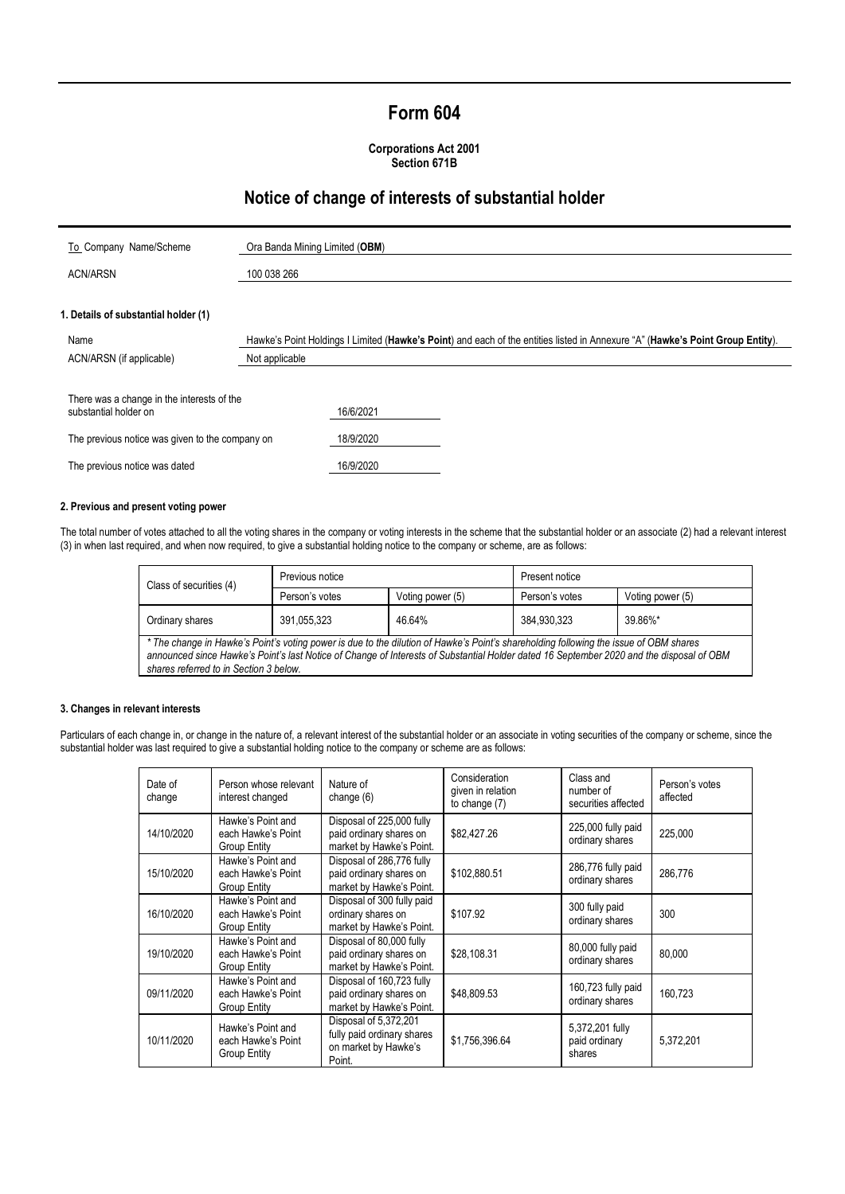# Form 604

**Corporations Act 2001**
**Section 671B**

## Notice of change of interests of substantial holder

| To Company Name/Scheme | Ora Banda Mining Limited (**OBM**) |
|---|---|
| ACN/ARSN | 100 038 266 |

### 1. Details of substantial holder (1)

| Name | Hawke's Point Holdings I Limited (**Hawke's Point**) and each of the entities listed in Annexure "A" (**Hawke's Point Group Entity**). |
|---|---|
| ACN/ARSN (if applicable) | Not applicable |

| There was a change in the interests of the substantial holder on | 16/6/2021 |
|---|---|
| The previous notice was given to the company on | 18/9/2020 |
| The previous notice was dated | 16/9/2020 |

### 2. Previous and present voting power

The total number of votes attached to all the voting shares in the company or voting interests in the scheme that the substantial holder or an associate (2) had a relevant interest (3) in when last required, and when now required, to give a substantial holding notice to the company or scheme, are as follows:

| Class of securities (4) | Previous notice | | Present notice | |
|---|---|---|---|---|
| | Person's votes | Voting power (5) | Person's votes | Voting power (5) |
| Ordinary shares | 391,055,323 | 46.64% | 384,930,323 | 39.86%* |

*\* The change in Hawke's Point's voting power is due to the dilution of Hawke's Point's shareholding following the issue of OBM shares announced since Hawke's Point's last Notice of Change of Interests of Substantial Holder dated 16 September 2020 and the disposal of OBM shares referred to in Section 3 below.*

### 3. Changes in relevant interests

Particulars of each change in, or change in the nature of, a relevant interest of the substantial holder or an associate in voting securities of the company or scheme, since the substantial holder was last required to give a substantial holding notice to the company or scheme are as follows:

| Date of change | Person whose relevant interest changed | Nature of change (6) | Consideration given in relation to change (7) | Class and number of securities affected | Person's votes affected |
|---|---|---|---|---|---|
| 14/10/2020 | Hawke's Point and each Hawke's Point Group Entity | Disposal of 225,000 fully paid ordinary shares on market by Hawke's Point. | $82,427.26 | 225,000 fully paid ordinary shares | 225,000 |
| 15/10/2020 | Hawke's Point and each Hawke's Point Group Entity | Disposal of 286,776 fully paid ordinary shares on market by Hawke's Point. | $102,880.51 | 286,776 fully paid ordinary shares | 286,776 |
| 16/10/2020 | Hawke's Point and each Hawke's Point Group Entity | Disposal of 300 fully paid ordinary shares on market by Hawke's Point. | $107.92 | 300 fully paid ordinary shares | 300 |
| 19/10/2020 | Hawke's Point and each Hawke's Point Group Entity | Disposal of 80,000 fully paid ordinary shares on market by Hawke's Point. | $28,108.31 | 80,000 fully paid ordinary shares | 80,000 |
| 09/11/2020 | Hawke's Point and each Hawke's Point Group Entity | Disposal of 160,723 fully paid ordinary shares on market by Hawke's Point. | $48,809.53 | 160,723 fully paid ordinary shares | 160,723 |
| 10/11/2020 | Hawke's Point and each Hawke's Point Group Entity | Disposal of 5,372,201 fully paid ordinary shares on market by Hawke's Point. | $1,756,396.64 | 5,372,201 fully paid ordinary shares | 5,372,201 |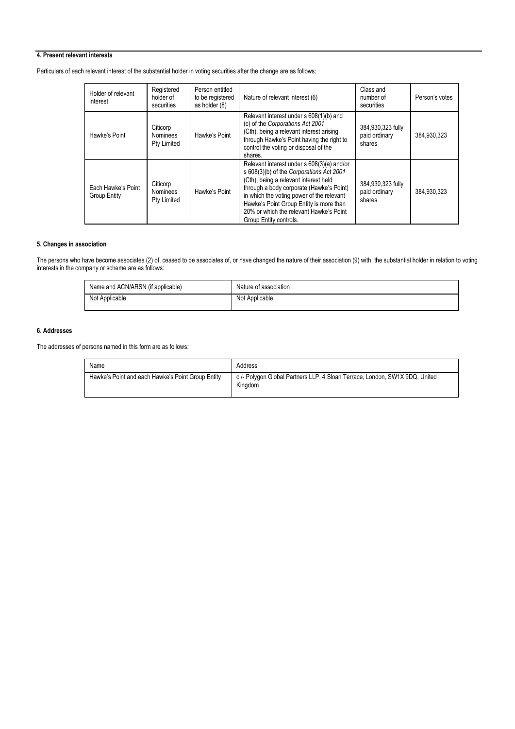#### 4. Present relevant interests

Particulars of each relevant interest of the substantial holder in voting securities after the change are as follows:

| Holder of relevant interest | Registered holder of securities | Person entitled to be registered as holder (8) | Nature of relevant interest (6) | Class and number of securities | Person's votes |
|---|---|---|---|---|---|
| Hawke's Point | Citicorp Nominees Pty Limited | Hawke's Point | Relevant interest under s 608(1)(b) and (c) of the *Corporations Act 2001* (Cth), being a relevant interest arising through Hawke's Point having the right to control the voting or disposal of the shares. | 384,930,323 fully paid ordinary shares | 384,930,323 |
| Each Hawke's Point Group Entity | Citicorp Nominees Pty Limited | Hawke's Point | Relevant interest under s 608(3)(a) and/or s 608(3)(b) of the *Corporations Act 2001* (Cth), being a relevant interest held through a body corporate (Hawke's Point) in which the voting power of the relevant Hawke's Point Group Entity is more than 20% or which the relevant Hawke's Point Group Entity controls. | 384,930,323 fully paid ordinary shares | 384,930,323 |

#### 5. Changes in association

The persons who have become associates (2) of, ceased to be associates of, or have changed the nature of their association (9) with, the substantial holder in relation to voting interests in the company or scheme are as follows:

| Name and ACN/ARSN (if applicable) | Nature of association |
|---|---|
| Not Applicable | Not Applicable |

#### 6. Addresses

The addresses of persons named in this form are as follows:

| Name | Address |
|---|---|
| Hawke's Point and each Hawke's Point Group Entity | c /- Polygon Global Partners LLP, 4 Sloan Terrace, London, SW1X 9DQ, United Kingdom |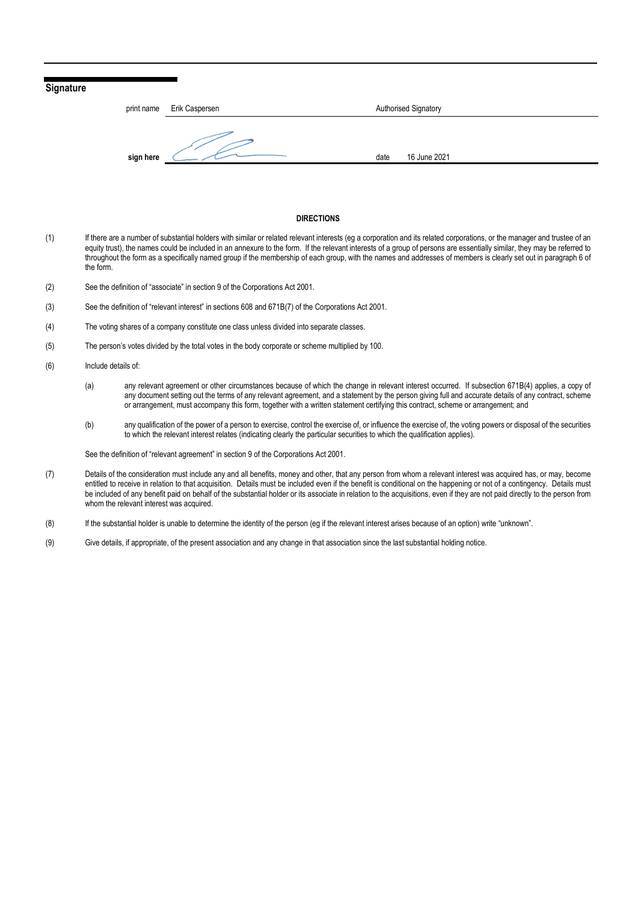## Signature

| print name | Erik Caspersen | Authorised Signatory |
|---|---|---|
| **sign here** | | date 16 June 2021 |

**DIRECTIONS**

(1) If there are a number of substantial holders with similar or related relevant interests (eg a corporation and its related corporations, or the manager and trustee of an equity trust), the names could be included in an annexure to the form. If the relevant interests of a group of persons are essentially similar, they may be referred to throughout the form as a specifically named group if the membership of each group, with the names and addresses of members is clearly set out in paragraph 6 of the form.

(2) See the definition of "associate" in section 9 of the Corporations Act 2001.

(3) See the definition of "relevant interest" in sections 608 and 671B(7) of the Corporations Act 2001.

(4) The voting shares of a company constitute one class unless divided into separate classes.

(5) The person's votes divided by the total votes in the body corporate or scheme multiplied by 100.

(6) Include details of:

(a) any relevant agreement or other circumstances because of which the change in relevant interest occurred. If subsection 671B(4) applies, a copy of any document setting out the terms of any relevant agreement, and a statement by the person giving full and accurate details of any contract, scheme or arrangement, must accompany this form, together with a written statement certifying this contract, scheme or arrangement; and

(b) any qualification of the power of a person to exercise, control the exercise of, or influence the exercise of, the voting powers or disposal of the securities to which the relevant interest relates (indicating clearly the particular securities to which the qualification applies).

See the definition of "relevant agreement" in section 9 of the Corporations Act 2001.

(7) Details of the consideration must include any and all benefits, money and other, that any person from whom a relevant interest was acquired has, or may, become entitled to receive in relation to that acquisition. Details must be included even if the benefit is conditional on the happening or not of a contingency. Details must be included of any benefit paid on behalf of the substantial holder or its associate in relation to the acquisitions, even if they are not paid directly to the person from whom the relevant interest was acquired.

(8) If the substantial holder is unable to determine the identity of the person (eg if the relevant interest arises because of an option) write "unknown".

(9) Give details, if appropriate, of the present association and any change in that association since the last substantial holding notice.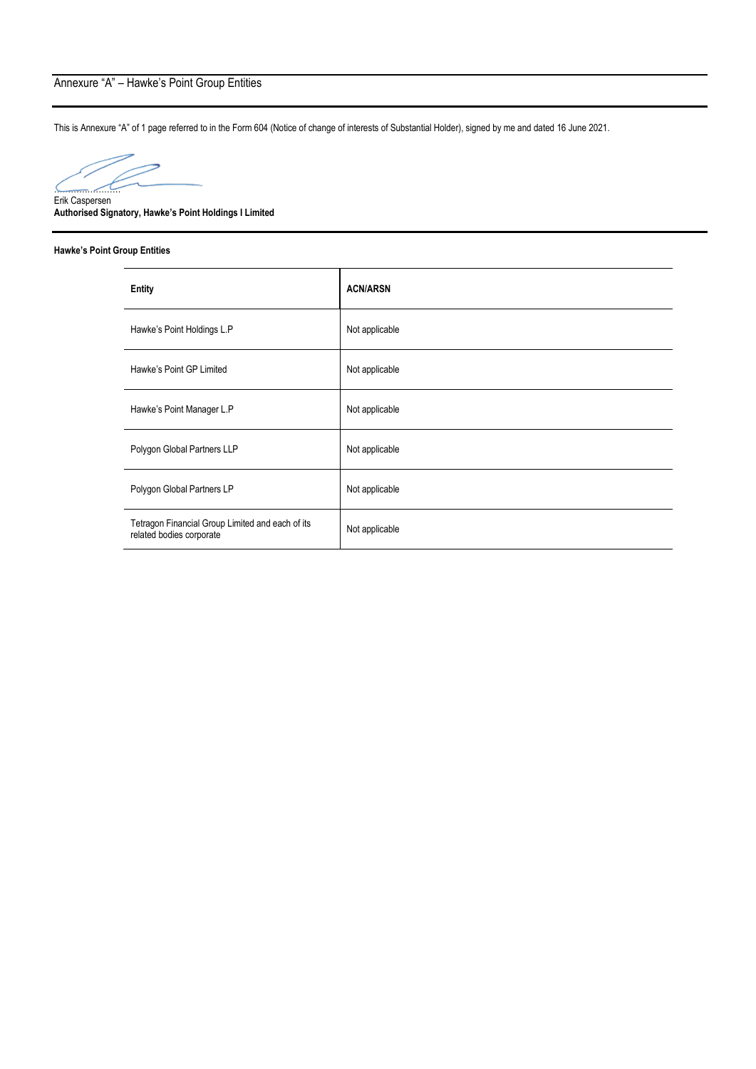# Annexure "A" – Hawke's Point Group Entities

This is Annexure "A" of 1 page referred to in the Form 604 (Notice of change of interests of Substantial Holder), signed by me and dated 16 June 2021.

.........................

Erik Caspersen

**Authorised Signatory, Hawke's Point Holdings I Limited**

**Hawke's Point Group Entities**

| **Entity** | **ACN/ARSN** |
|---|---|
| Hawke's Point Holdings L.P | Not applicable |
| Hawke's Point GP Limited | Not applicable |
| Hawke's Point Manager L.P | Not applicable |
| Polygon Global Partners LLP | Not applicable |
| Polygon Global Partners LP | Not applicable |
| Tetragon Financial Group Limited and each of its related bodies corporate | Not applicable |